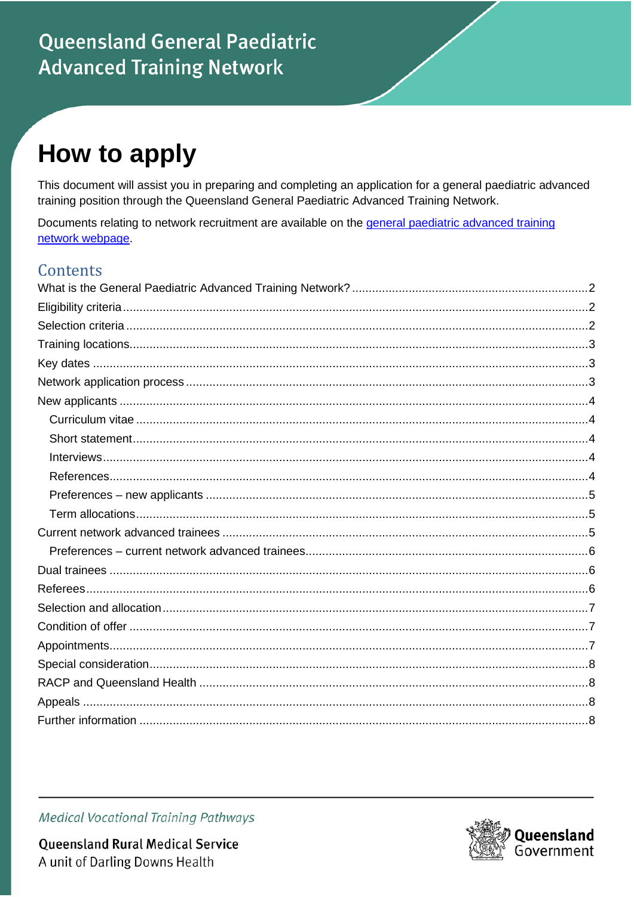Queensland General Paediatric Advanced Training Network

# How to apply

This document will assist you in preparing and completing an application for a general paediatric advanced training position through the Queensland General Paediatric Advanced Training Network.

Documents relating to network recruitment are available on the [general paediatric advanced training network webpage](#).

## Contents

What is the General Paediatric Advanced Training Network? .......... 2
Eligibility criteria .......... 2
Selection criteria .......... 2
Training locations .......... 3
Key dates .......... 3
Network application process .......... 3
New applicants .......... 4
- Curriculum vitae .......... 4
- Short statement .......... 4
- Interviews .......... 4
- References .......... 4
- Preferences – new applicants .......... 5
- Term allocations .......... 5

Current network advanced trainees .......... 5
- Preferences – current network advanced trainees .......... 6

Dual trainees .......... 6
Referees .......... 6
Selection and allocation .......... 7
Condition of offer .......... 7
Appointments .......... 7
Special consideration .......... 8
RACP and Queensland Health .......... 8
Appeals .......... 8
Further information .......... 8

*Medical Vocational Training Pathways*

Queensland Rural Medical Service
A unit of Darling Downs Health

Queensland Government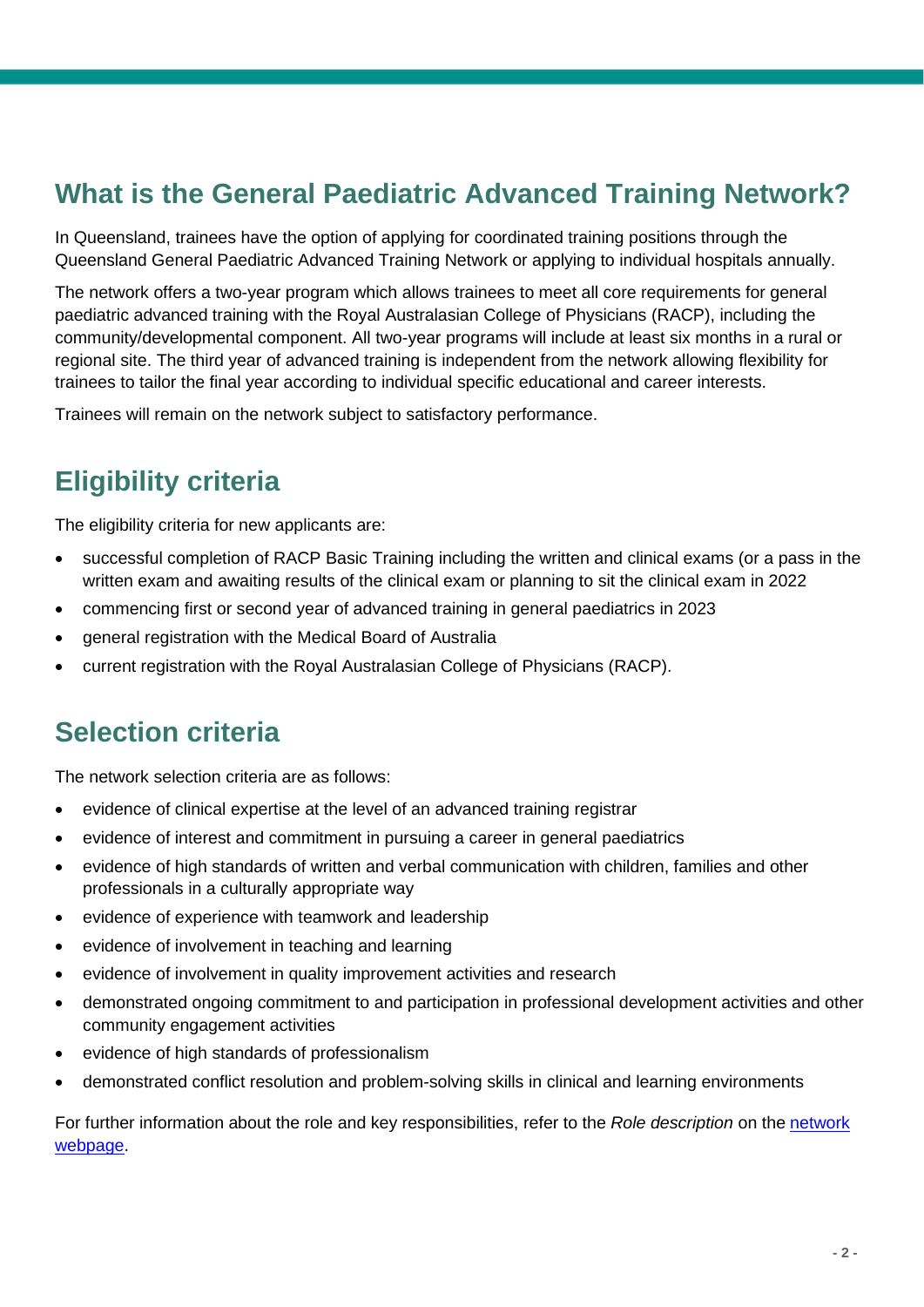## What is the General Paediatric Advanced Training Network?

In Queensland, trainees have the option of applying for coordinated training positions through the Queensland General Paediatric Advanced Training Network or applying to individual hospitals annually.

The network offers a two-year program which allows trainees to meet all core requirements for general paediatric advanced training with the Royal Australasian College of Physicians (RACP), including the community/developmental component. All two-year programs will include at least six months in a rural or regional site. The third year of advanced training is independent from the network allowing flexibility for trainees to tailor the final year according to individual specific educational and career interests.

Trainees will remain on the network subject to satisfactory performance.

## Eligibility criteria

The eligibility criteria for new applicants are:

- successful completion of RACP Basic Training including the written and clinical exams (or a pass in the written exam and awaiting results of the clinical exam or planning to sit the clinical exam in 2022
- commencing first or second year of advanced training in general paediatrics in 2023
- general registration with the Medical Board of Australia
- current registration with the Royal Australasian College of Physicians (RACP).

## Selection criteria

The network selection criteria are as follows:

- evidence of clinical expertise at the level of an advanced training registrar
- evidence of interest and commitment in pursuing a career in general paediatrics
- evidence of high standards of written and verbal communication with children, families and other professionals in a culturally appropriate way
- evidence of experience with teamwork and leadership
- evidence of involvement in teaching and learning
- evidence of involvement in quality improvement activities and research
- demonstrated ongoing commitment to and participation in professional development activities and other community engagement activities
- evidence of high standards of professionalism
- demonstrated conflict resolution and problem-solving skills in clinical and learning environments

For further information about the role and key responsibilities, refer to the *Role description* on the network webpage.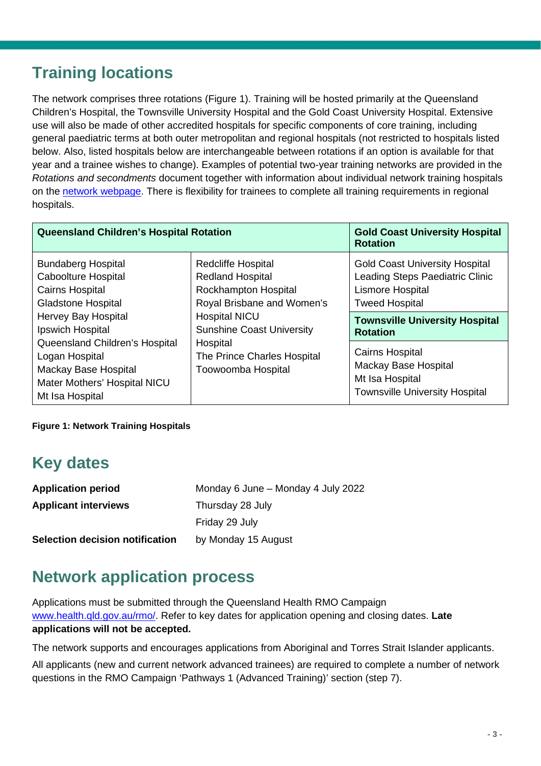## Training locations

The network comprises three rotations (Figure 1). Training will be hosted primarily at the Queensland Children's Hospital, the Townsville University Hospital and the Gold Coast University Hospital. Extensive use will also be made of other accredited hospitals for specific components of core training, including general paediatric terms at both outer metropolitan and regional hospitals (not restricted to hospitals listed below. Also, listed hospitals below are interchangeable between rotations if an option is available for that year and a trainee wishes to change). Examples of potential two-year training networks are provided in the *Rotations and secondments* document together with information about individual network training hospitals on the [network webpage](). There is flexibility for trainees to complete all training requirements in regional hospitals.

| Queensland Children's Hospital Rotation | | Gold Coast University Hospital Rotation |
|---|---|---|
| Bundaberg Hospital<br>Caboolture Hospital<br>Cairns Hospital<br>Gladstone Hospital<br>Hervey Bay Hospital<br>Ipswich Hospital<br>Queensland Children's Hospital<br>Logan Hospital<br>Mackay Base Hospital<br>Mater Mothers' Hospital NICU<br>Mt Isa Hospital | Redcliffe Hospital<br>Redland Hospital<br>Rockhampton Hospital<br>Royal Brisbane and Women's Hospital NICU<br>Sunshine Coast University Hospital<br>The Prince Charles Hospital<br>Toowoomba Hospital | Gold Coast University Hospital<br>Leading Steps Paediatric Clinic<br>Lismore Hospital<br>Tweed Hospital<br>**Townsville University Hospital Rotation**<br>Cairns Hospital<br>Mackay Base Hospital<br>Mt Isa Hospital<br>Townsville University Hospital |

**Figure 1: Network Training Hospitals**

## Key dates

| | |
|---|---|
| **Application period** | Monday 6 June – Monday 4 July 2022 |
| **Applicant interviews** | Thursday 28 July<br>Friday 29 July |
| **Selection decision notification** | by Monday 15 August |

## Network application process

Applications must be submitted through the Queensland Health RMO Campaign [www.health.qld.gov.au/rmo/](www.health.qld.gov.au/rmo/). Refer to key dates for application opening and closing dates. **Late applications will not be accepted.**

The network supports and encourages applications from Aboriginal and Torres Strait Islander applicants.

All applicants (new and current network advanced trainees) are required to complete a number of network questions in the RMO Campaign 'Pathways 1 (Advanced Training)' section (step 7).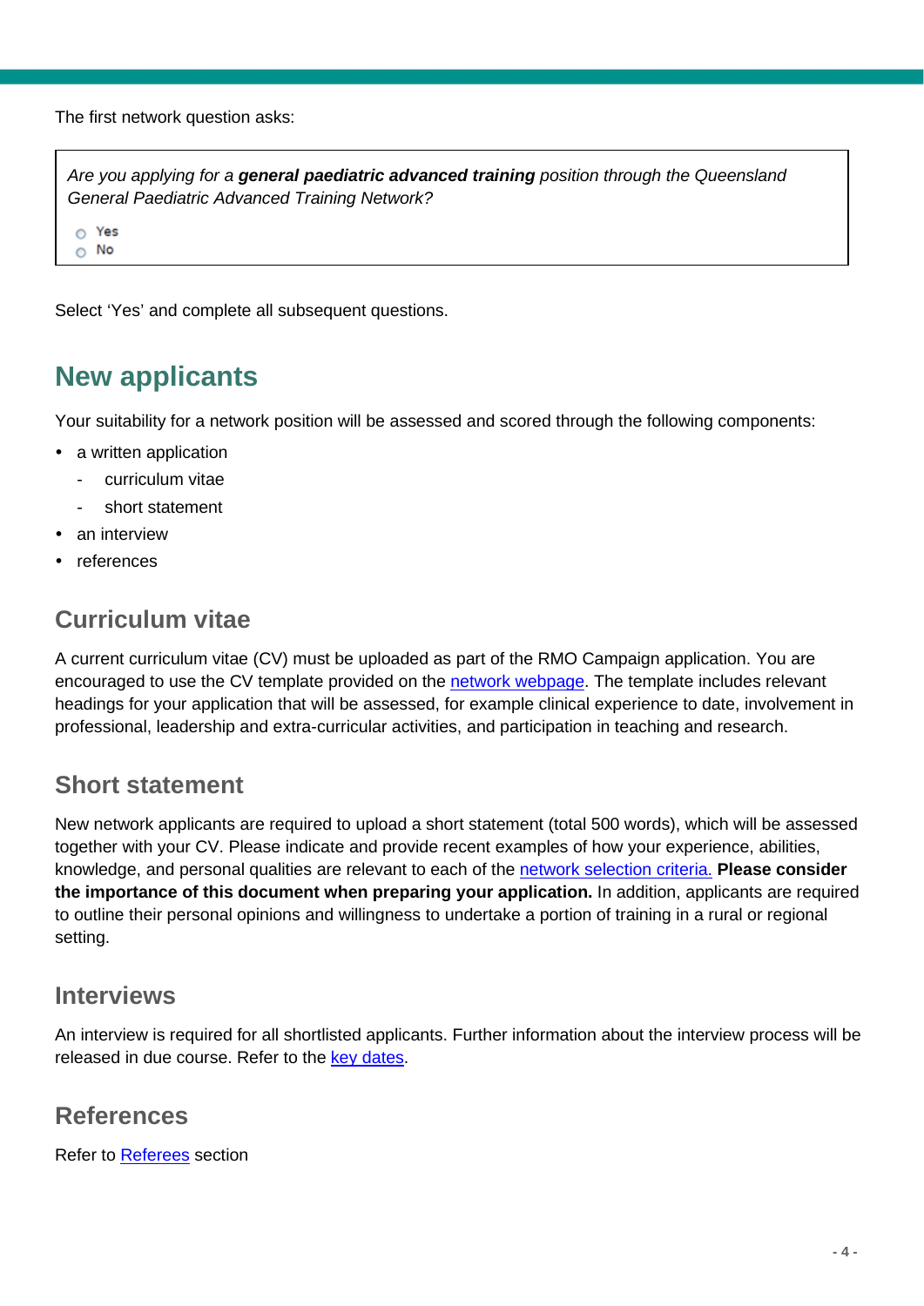The first network question asks:

> *Are you applying for a **general paediatric advanced training** position through the Queensland General Paediatric Advanced Training Network?*
>
> ○ Yes
> ○ No

Select 'Yes' and complete all subsequent questions.

# New applicants

Your suitability for a network position will be assessed and scored through the following components:

- a written application
  - curriculum vitae
  - short statement
- an interview
- references

## Curriculum vitae

A current curriculum vitae (CV) must be uploaded as part of the RMO Campaign application. You are encouraged to use the CV template provided on the network webpage. The template includes relevant headings for your application that will be assessed, for example clinical experience to date, involvement in professional, leadership and extra-curricular activities, and participation in teaching and research.

## Short statement

New network applicants are required to upload a short statement (total 500 words), which will be assessed together with your CV. Please indicate and provide recent examples of how your experience, abilities, knowledge, and personal qualities are relevant to each of the network selection criteria. **Please consider the importance of this document when preparing your application.** In addition, applicants are required to outline their personal opinions and willingness to undertake a portion of training in a rural or regional setting.

## Interviews

An interview is required for all shortlisted applicants. Further information about the interview process will be released in due course. Refer to the key dates.

## References

Refer to Referees section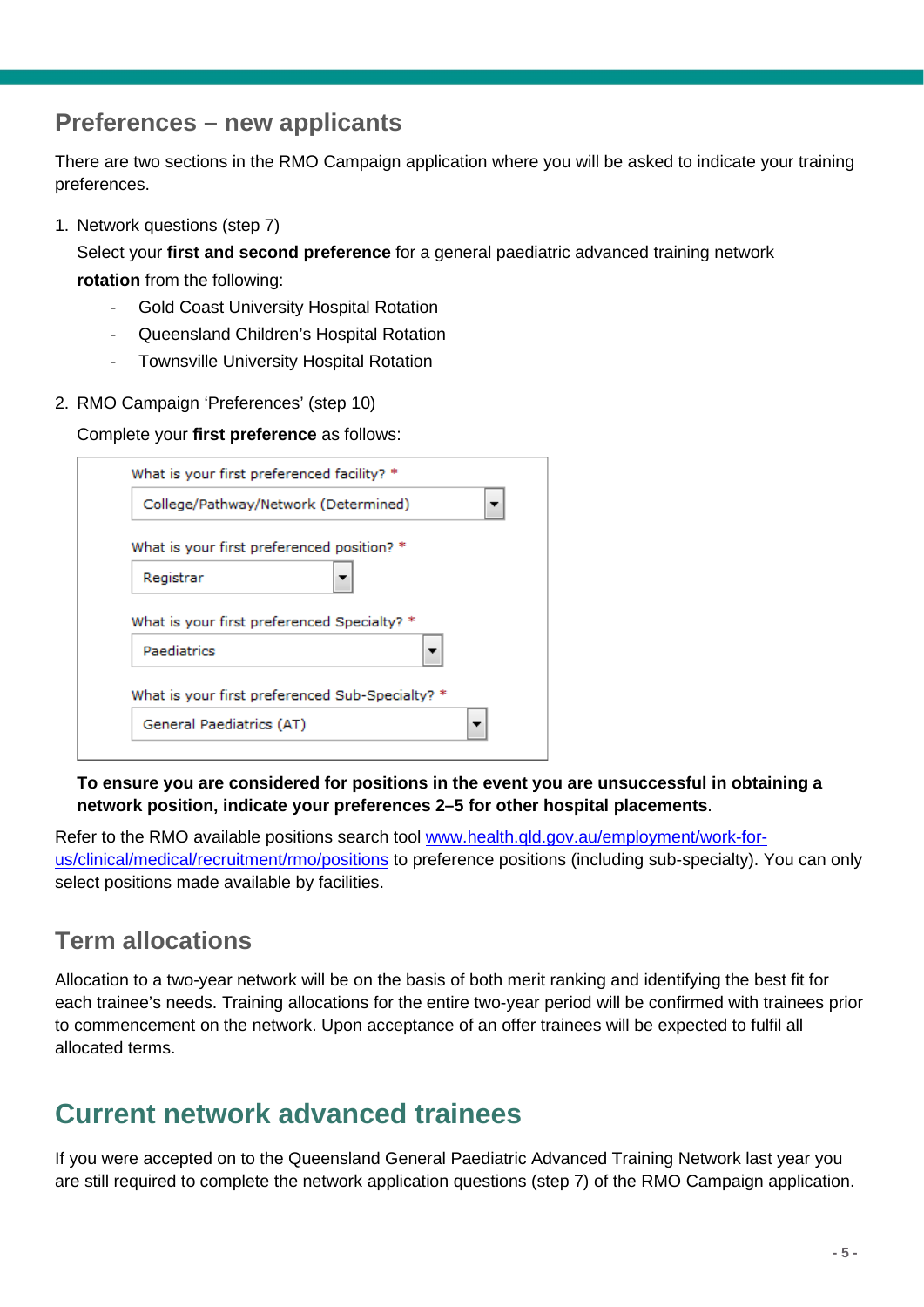## Preferences – new applicants

There are two sections in the RMO Campaign application where you will be asked to indicate your training preferences.

1. Network questions (step 7)

   Select your **first and second preference** for a general paediatric advanced training network **rotation** from the following:

   - Gold Coast University Hospital Rotation
   - Queensland Children's Hospital Rotation
   - Townsville University Hospital Rotation

2. RMO Campaign 'Preferences' (step 10)

   Complete your **first preference** as follows:

   What is your first preferenced facility? *
   College/Pathway/Network (Determined)

   What is your first preferenced position? *
   Registrar

   What is your first preferenced Specialty? *
   Paediatrics

   What is your first preferenced Sub-Specialty? *
   General Paediatrics (AT)

   **To ensure you are considered for positions in the event you are unsuccessful in obtaining a network position, indicate your preferences 2–5 for other hospital placements**.

Refer to the RMO available positions search tool www.health.qld.gov.au/employment/work-for-us/clinical/medical/recruitment/rmo/positions to preference positions (including sub-specialty). You can only select positions made available by facilities.

## Term allocations

Allocation to a two-year network will be on the basis of both merit ranking and identifying the best fit for each trainee's needs. Training allocations for the entire two-year period will be confirmed with trainees prior to commencement on the network. Upon acceptance of an offer trainees will be expected to fulfil all allocated terms.

# Current network advanced trainees

If you were accepted on to the Queensland General Paediatric Advanced Training Network last year you are still required to complete the network application questions (step 7) of the RMO Campaign application.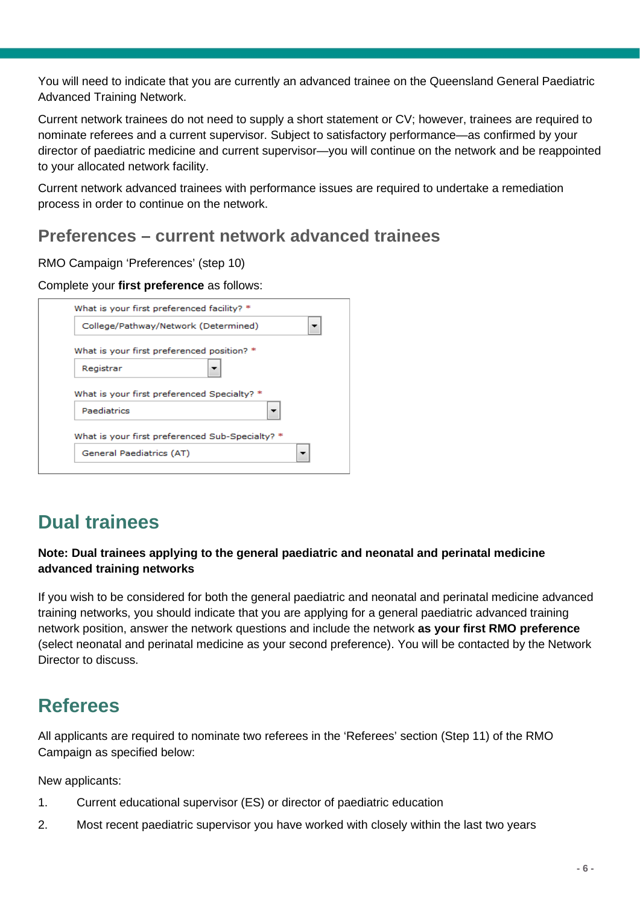You will need to indicate that you are currently an advanced trainee on the Queensland General Paediatric Advanced Training Network.

Current network trainees do not need to supply a short statement or CV; however, trainees are required to nominate referees and a current supervisor. Subject to satisfactory performance—as confirmed by your director of paediatric medicine and current supervisor—you will continue on the network and be reappointed to your allocated network facility.

Current network advanced trainees with performance issues are required to undertake a remediation process in order to continue on the network.

### Preferences – current network advanced trainees

RMO Campaign 'Preferences' (step 10)

Complete your **first preference** as follows:

What is your first preferenced facility? *
College/Pathway/Network (Determined)

What is your first preferenced position? *
Registrar

What is your first preferenced Specialty? *
Paediatrics

What is your first preferenced Sub-Specialty? *
General Paediatrics (AT)

## Dual trainees

**Note: Dual trainees applying to the general paediatric and neonatal and perinatal medicine advanced training networks**

If you wish to be considered for both the general paediatric and neonatal and perinatal medicine advanced training networks, you should indicate that you are applying for a general paediatric advanced training network position, answer the network questions and include the network **as your first RMO preference** (select neonatal and perinatal medicine as your second preference). You will be contacted by the Network Director to discuss.

## Referees

All applicants are required to nominate two referees in the 'Referees' section (Step 11) of the RMO Campaign as specified below:

New applicants:

1. Current educational supervisor (ES) or director of paediatric education
2. Most recent paediatric supervisor you have worked with closely within the last two years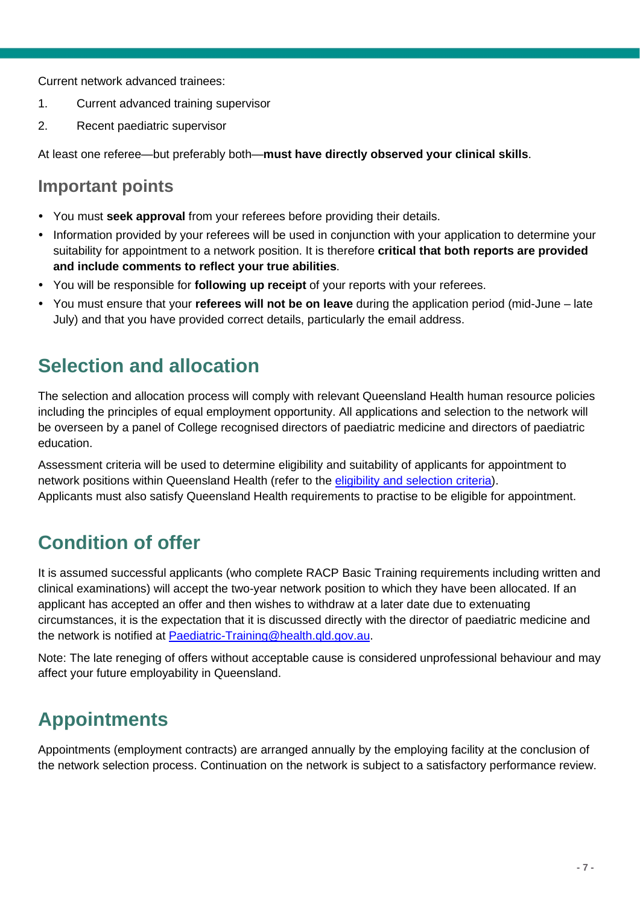Current network advanced trainees:

1. Current advanced training supervisor
2. Recent paediatric supervisor

At least one referee—but preferably both—**must have directly observed your clinical skills**.

### Important points

- You must **seek approval** from your referees before providing their details.
- Information provided by your referees will be used in conjunction with your application to determine your suitability for appointment to a network position. It is therefore **critical that both reports are provided and include comments to reflect your true abilities**.
- You will be responsible for **following up receipt** of your reports with your referees.
- You must ensure that your **referees will not be on leave** during the application period (mid-June – late July) and that you have provided correct details, particularly the email address.

## Selection and allocation

The selection and allocation process will comply with relevant Queensland Health human resource policies including the principles of equal employment opportunity. All applications and selection to the network will be overseen by a panel of College recognised directors of paediatric medicine and directors of paediatric education.

Assessment criteria will be used to determine eligibility and suitability of applicants for appointment to network positions within Queensland Health (refer to the eligibility and selection criteria).
Applicants must also satisfy Queensland Health requirements to practise to be eligible for appointment.

## Condition of offer

It is assumed successful applicants (who complete RACP Basic Training requirements including written and clinical examinations) will accept the two-year network position to which they have been allocated. If an applicant has accepted an offer and then wishes to withdraw at a later date due to extenuating circumstances, it is the expectation that it is discussed directly with the director of paediatric medicine and the network is notified at Paediatric-Training@health.qld.gov.au.

Note: The late reneging of offers without acceptable cause is considered unprofessional behaviour and may affect your future employability in Queensland.

## Appointments

Appointments (employment contracts) are arranged annually by the employing facility at the conclusion of the network selection process. Continuation on the network is subject to a satisfactory performance review.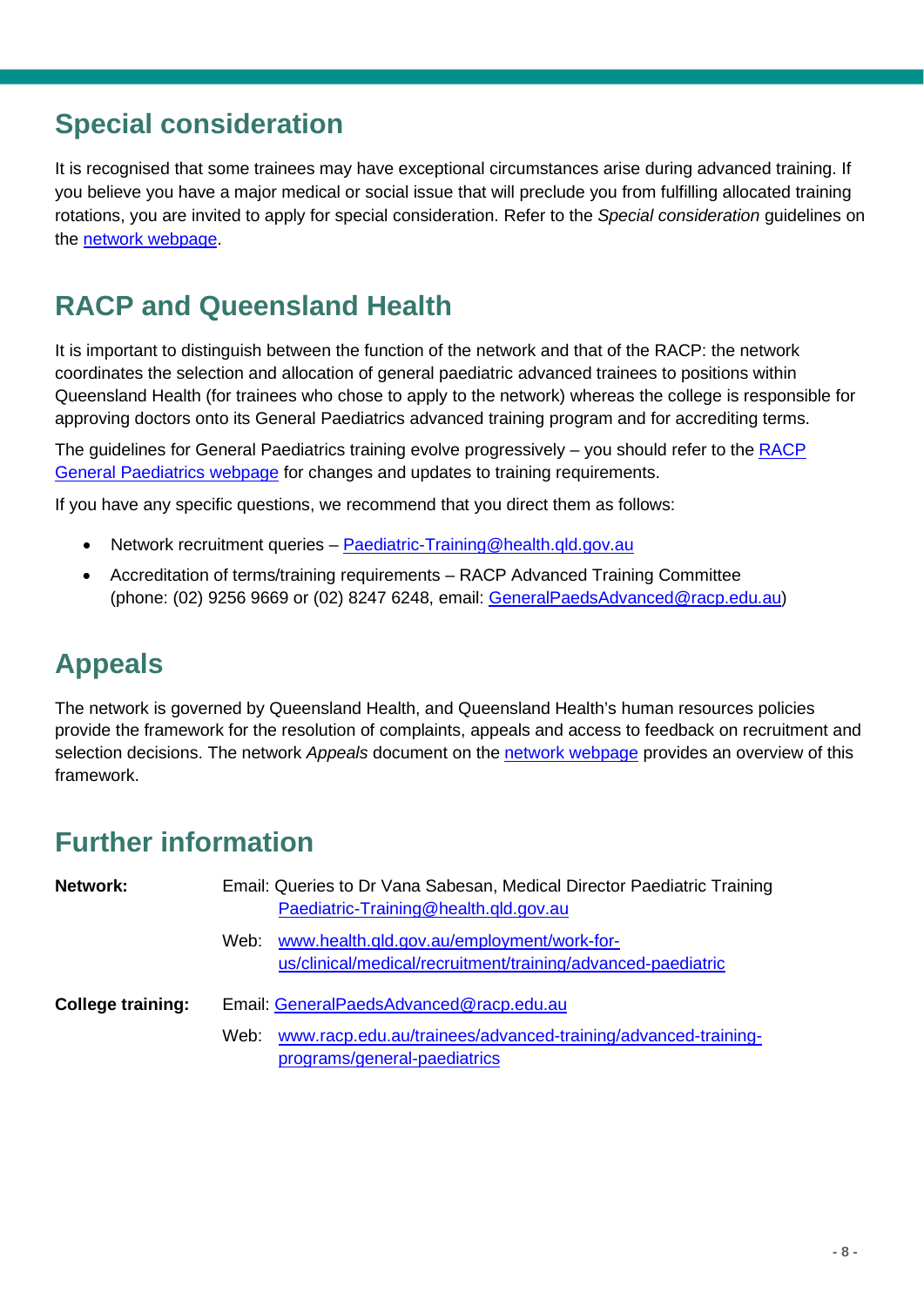## Special consideration

It is recognised that some trainees may have exceptional circumstances arise during advanced training. If you believe you have a major medical or social issue that will preclude you from fulfilling allocated training rotations, you are invited to apply for special consideration. Refer to the *Special consideration* guidelines on the network webpage.

## RACP and Queensland Health

It is important to distinguish between the function of the network and that of the RACP: the network coordinates the selection and allocation of general paediatric advanced trainees to positions within Queensland Health (for trainees who chose to apply to the network) whereas the college is responsible for approving doctors onto its General Paediatrics advanced training program and for accrediting terms.

The guidelines for General Paediatrics training evolve progressively – you should refer to the RACP General Paediatrics webpage for changes and updates to training requirements.

If you have any specific questions, we recommend that you direct them as follows:

- Network recruitment queries – Paediatric-Training@health.qld.gov.au
- Accreditation of terms/training requirements – RACP Advanced Training Committee (phone: (02) 9256 9669 or (02) 8247 6248, email: GeneralPaedsAdvanced@racp.edu.au)

## Appeals

The network is governed by Queensland Health, and Queensland Health's human resources policies provide the framework for the resolution of complaints, appeals and access to feedback on recruitment and selection decisions. The network *Appeals* document on the network webpage provides an overview of this framework.

## Further information

**Network:**

Email: Queries to Dr Vana Sabesan, Medical Director Paediatric Training
Paediatric-Training@health.qld.gov.au

Web: www.health.qld.gov.au/employment/work-for-us/clinical/medical/recruitment/training/advanced-paediatric

**College training:**

Email: GeneralPaedsAdvanced@racp.edu.au

Web: www.racp.edu.au/trainees/advanced-training/advanced-training-programs/general-paediatrics